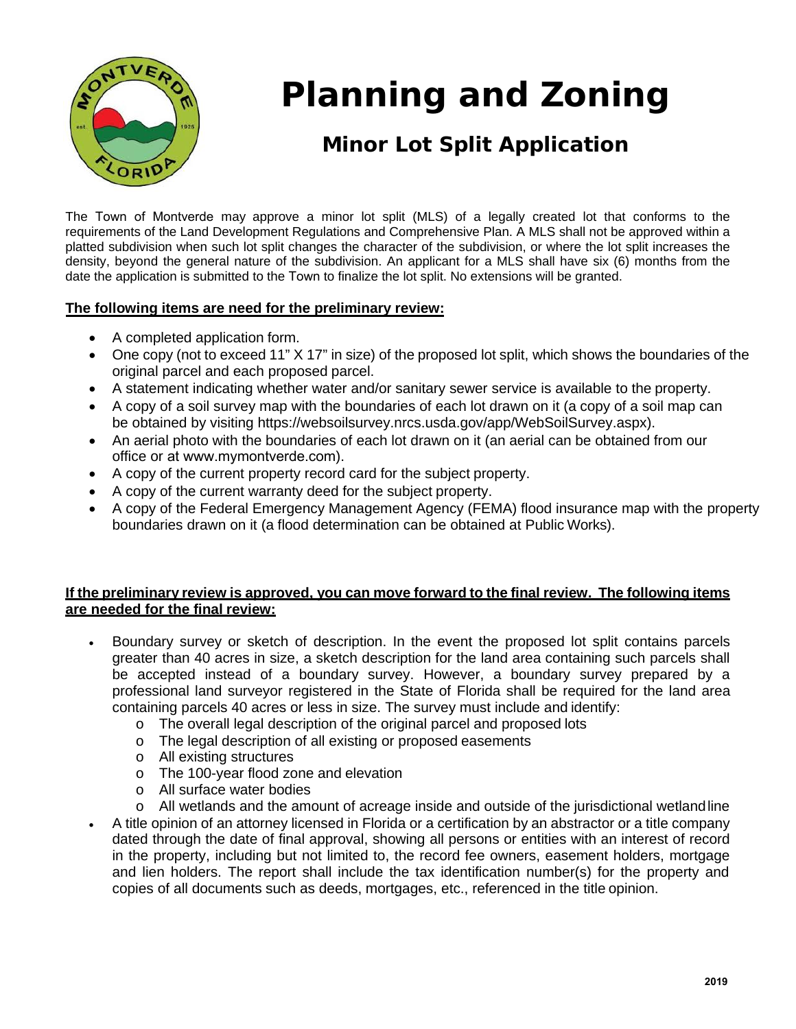# Planning and Zoning

## Minor Lot Split Application

The Town of Montverde may approve a minor lot split (MLS) of a legally created lot that conforms to the requirements of the Land Development Regulations and Comprehensive Plan. A MLS shall not be approved within a platted subdivision when such lot split changes the character of the subdivision, or where the lot split increases the density, beyond the general nature of the subdivision. An applicant for a MLS shall have six (6) months from the date the application is submitted to the Town to finalize the lot split. No extensions will be granted.

**The following items are need for the preliminary review:**

- A completed application form.
- One copy (not to exceed 11" X 17" in size) of the proposed lot split, which shows the boundaries of the original parcel and each proposed parcel.
- A statement indicating whether water and/or sanitary sewer service is available to the property.
- A copy of a soil survey map with the boundaries of each lot drawn on it (a copy of a soil map can be obtained by visiting https://websoilsurvey.nrcs.usda.gov/app/WebSoilSurvey.aspx).
- An aerial photo with the boundaries of each lot drawn on it (an aerial can be obtained from our office or at www.mymontverde.com).
- A copy of the current property record card for the subject property.
- A copy of the current warranty deed for the subject property.
- A copy of the Federal Emergency Management Agency (FEMA) flood insurance map with the property boundaries drawn on it (a flood determination can be obtained at Public Works).

**If the preliminary review is approved, you can move forward to the final review. The following items are needed for the final review:**

- Boundary survey or sketch of description. In the event the proposed lot split contains parcels greater than 40 acres in size, a sketch description for the land area containing such parcels shall be accepted instead of a boundary survey. However, a boundary survey prepared by a professional land surveyor registered in the State of Florida shall be required for the land area containing parcels 40 acres or less in size. The survey must include and identify:
  - The overall legal description of the original parcel and proposed lots
  - The legal description of all existing or proposed easements
  - All existing structures
  - The 100-year flood zone and elevation
  - All surface water bodies
  - All wetlands and the amount of acreage inside and outside of the jurisdictional wetland line
- A title opinion of an attorney licensed in Florida or a certification by an abstractor or a title company dated through the date of final approval, showing all persons or entities with an interest of record in the property, including but not limited to, the record fee owners, easement holders, mortgage and lien holders. The report shall include the tax identification number(s) for the property and copies of all documents such as deeds, mortgages, etc., referenced in the title opinion.

**2019**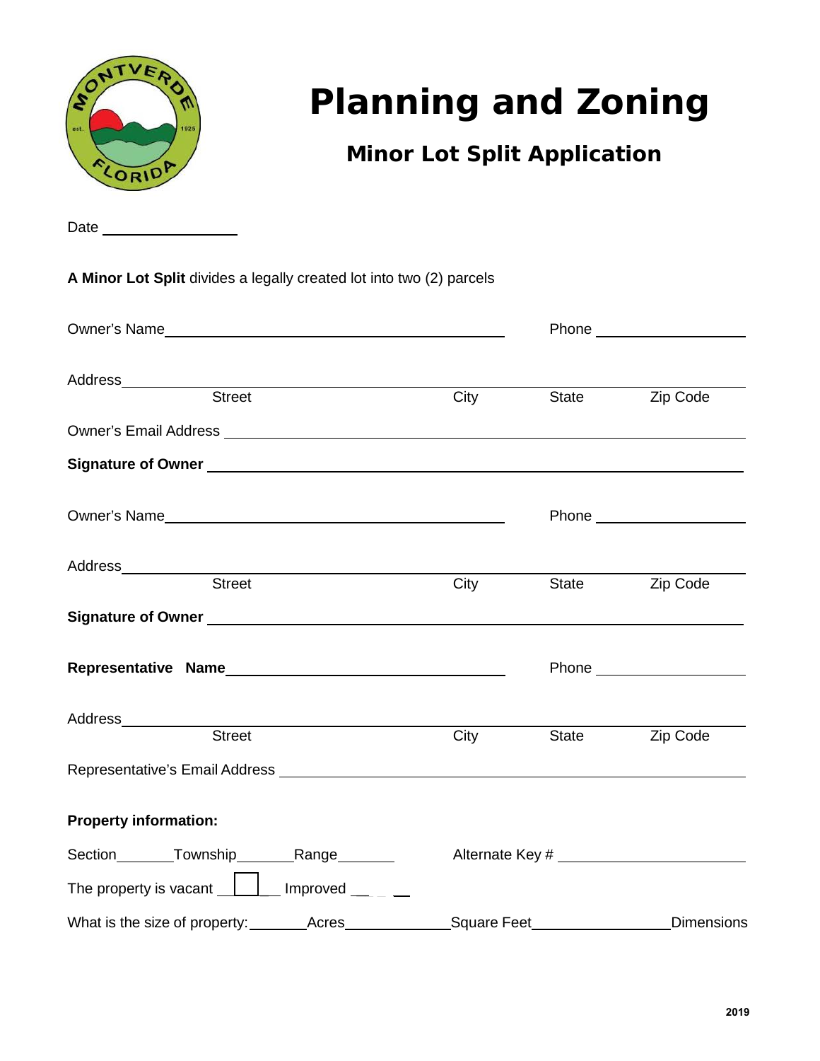# Planning and Zoning

## Minor Lot Split Application

Date ________________

**A Minor Lot Split** divides a legally created lot into two (2) parcels

Owner's Name ______________________________ Phone ________________

Address ______________________________________________________________
Street City State Zip Code

Owner's Email Address ______________________________________________

**Signature of Owner** ______________________________________________

Owner's Name ______________________________ Phone ________________

Address ______________________________________________________________
Street City State Zip Code

**Signature of Owner** ______________________________________________

**Representative Name** ______________________________ Phone ________________

Address ______________________________________________________________
Street City State Zip Code

Representative's Email Address ______________________________________________

**Property information:**

Section_______Township_______Range_______ Alternate Key # ____________________

The property is vacant ☐ Improved ____

What is the size of property: _______Acres____________Square Feet______________Dimensions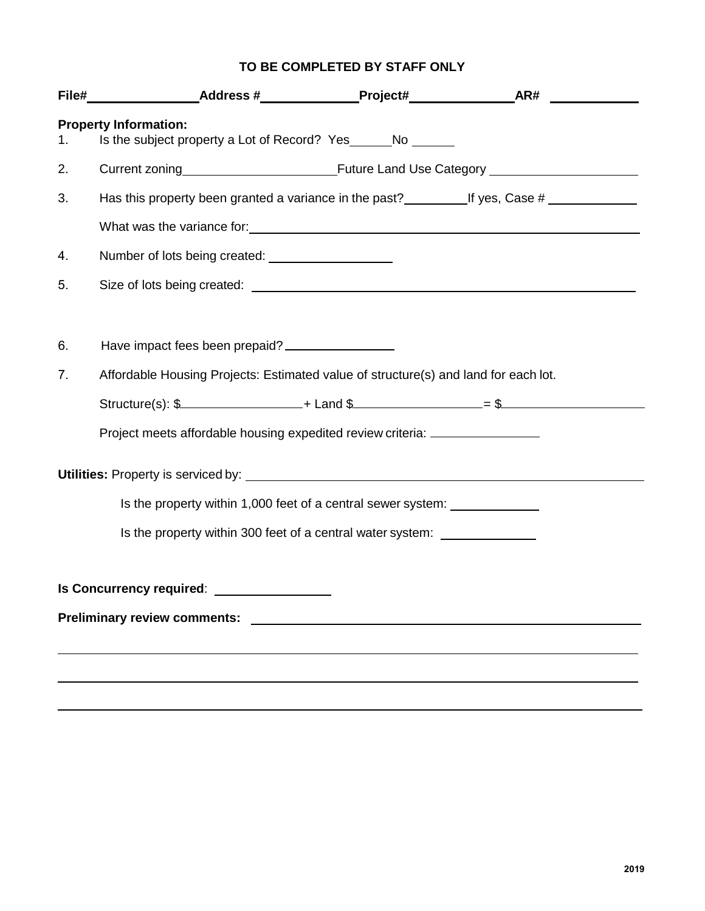**TO BE COMPLETED BY STAFF ONLY**

**File#**\_\_\_\_\_\_\_\_\_\_\_\_\_\_\_\_ **Address #**\_\_\_\_\_\_\_\_\_\_\_\_\_\_\_\_ **Project#**\_\_\_\_\_\_\_\_\_\_\_\_\_\_\_\_ **AR#** \_\_\_\_\_\_\_\_\_\_\_\_\_\_\_\_

**Property Information:**

1. Is the subject property a Lot of Record? Yes\_\_\_\_\_\_ No \_\_\_\_\_\_
2. Current zoning\_\_\_\_\_\_\_\_\_\_\_\_\_\_\_\_\_\_\_\_\_\_\_\_ Future Land Use Category \_\_\_\_\_\_\_\_\_\_\_\_\_\_\_\_\_\_\_\_\_\_\_\_
3. Has this property been granted a variance in the past?\_\_\_\_\_\_\_\_\_\_ If yes, Case # \_\_\_\_\_\_\_\_\_\_\_\_\_\_

   What was the variance for:\_\_\_\_\_\_\_\_\_\_\_\_\_\_\_\_\_\_\_\_\_\_\_\_\_\_\_\_\_\_\_\_\_\_\_\_\_\_\_\_\_\_\_\_\_\_\_\_\_\_\_\_\_\_\_\_
4. Number of lots being created: \_\_\_\_\_\_\_\_\_\_\_\_\_\_\_\_\_\_\_\_
5. Size of lots being created: \_\_\_\_\_\_\_\_\_\_\_\_\_\_\_\_\_\_\_\_\_\_\_\_\_\_\_\_\_\_\_\_\_\_\_\_\_\_\_\_\_\_\_\_\_\_\_\_\_\_\_\_\_\_\_\_
6. Have impact fees been prepaid?\_\_\_\_\_\_\_\_\_\_\_\_\_\_\_\_\_\_
7. Affordable Housing Projects: Estimated value of structure(s) and land for each lot.

   Structure(s): $\_\_\_\_\_\_\_\_\_\_\_\_\_\_\_\_\_\_\_\_ + Land $\_\_\_\_\_\_\_\_\_\_\_\_\_\_\_\_\_\_\_\_ = $\_\_\_\_\_\_\_\_\_\_\_\_\_\_\_\_\_\_\_\_\_\_\_\_

   Project meets affordable housing expedited review criteria: \_\_\_\_\_\_\_\_\_\_\_\_\_\_\_\_\_\_

**Utilities:** Property is serviced by: \_\_\_\_\_\_\_\_\_\_\_\_\_\_\_\_\_\_\_\_\_\_\_\_\_\_\_\_\_\_\_\_\_\_\_\_\_\_\_\_\_\_\_\_\_\_\_\_\_\_\_\_\_\_\_\_

Is the property within 1,000 feet of a central sewer system: \_\_\_\_\_\_\_\_\_\_\_\_\_\_

Is the property within 300 feet of a central water system: \_\_\_\_\_\_\_\_\_\_\_\_\_\_

**Is Concurrency required**: \_\_\_\_\_\_\_\_\_\_\_\_\_\_\_\_\_\_

**Preliminary review comments:** \_\_\_\_\_\_\_\_\_\_\_\_\_\_\_\_\_\_\_\_\_\_\_\_\_\_\_\_\_\_\_\_\_\_\_\_\_\_\_\_\_\_\_\_\_\_\_\_\_\_\_\_\_\_\_\_

\_\_\_\_\_\_\_\_\_\_\_\_\_\_\_\_\_\_\_\_\_\_\_\_\_\_\_\_\_\_\_\_\_\_\_\_\_\_\_\_\_\_\_\_\_\_\_\_\_\_\_\_\_\_\_\_\_\_\_\_\_\_\_\_\_\_\_\_\_\_\_\_\_\_\_\_\_\_

\_\_\_\_\_\_\_\_\_\_\_\_\_\_\_\_\_\_\_\_\_\_\_\_\_\_\_\_\_\_\_\_\_\_\_\_\_\_\_\_\_\_\_\_\_\_\_\_\_\_\_\_\_\_\_\_\_\_\_\_\_\_\_\_\_\_\_\_\_\_\_\_\_\_\_\_\_\_

\_\_\_\_\_\_\_\_\_\_\_\_\_\_\_\_\_\_\_\_\_\_\_\_\_\_\_\_\_\_\_\_\_\_\_\_\_\_\_\_\_\_\_\_\_\_\_\_\_\_\_\_\_\_\_\_\_\_\_\_\_\_\_\_\_\_\_\_\_\_\_\_\_\_\_\_\_\_

2019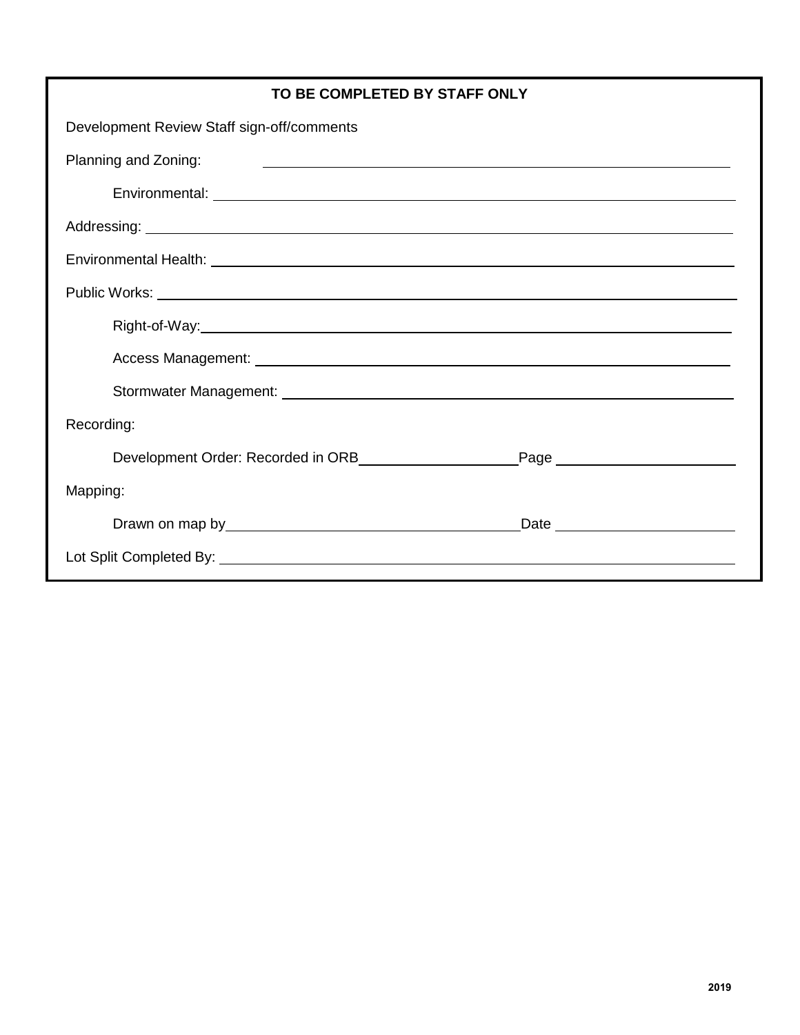**TO BE COMPLETED BY STAFF ONLY**

Development Review Staff sign-off/comments

Planning and Zoning: ______________________________

Environmental: ______________________________

Addressing: ______________________________

Environmental Health: ______________________________

Public Works: ______________________________

Right-of-Way: ______________________________

Access Management: ______________________________

Stormwater Management: ______________________________

Recording:

Development Order: Recorded in ORB ____________ Page ____________

Mapping:

Drawn on map by ______________________ Date ____________

Lot Split Completed By: ______________________________

2019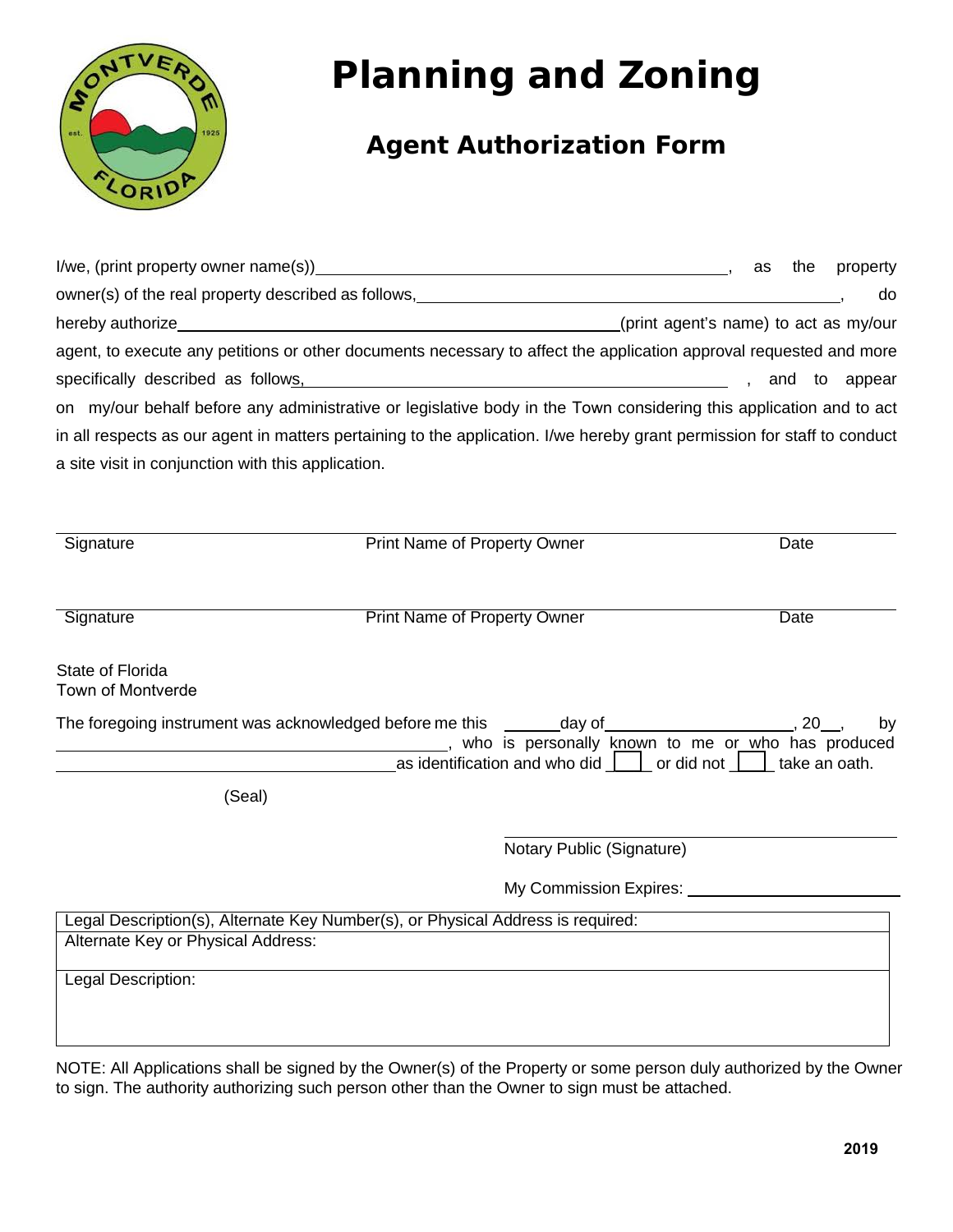# Planning and Zoning

## Agent Authorization Form

I/we, (print property owner name(s))\_\_\_\_\_\_\_\_\_\_\_\_\_\_\_\_\_\_\_\_\_\_\_\_\_\_\_\_\_\_\_\_\_\_\_\_\_\_\_\_\_\_\_\_, as the property owner(s) of the real property described as follows,\_\_\_\_\_\_\_\_\_\_\_\_\_\_\_\_\_\_\_\_\_\_\_\_\_\_\_\_\_\_\_\_\_\_\_\_\_\_\_\_, do hereby authorize\_\_\_\_\_\_\_\_\_\_\_\_\_\_\_\_\_\_\_\_\_\_\_\_\_\_\_\_\_\_\_\_\_\_\_\_\_\_\_\_\_\_(print agent's name) to act as my/our agent, to execute any petitions or other documents necessary to affect the application approval requested and more specifically described as follows,\_\_\_\_\_\_\_\_\_\_\_\_\_\_\_\_\_\_\_\_\_\_\_\_\_\_\_\_\_\_\_\_\_\_\_\_\_\_\_\_, and to appear on my/our behalf before any administrative or legislative body in the Town considering this application and to act in all respects as our agent in matters pertaining to the application. I/we hereby grant permission for staff to conduct a site visit in conjunction with this application.

\_\_\_\_\_\_\_\_\_\_\_\_\_\_\_\_\_\_\_\_\_\_\_\_\_\_\_\_\_\_\_\_\_\_\_\_\_\_\_\_\_\_\_\_\_\_\_\_\_\_\_\_\_\_\_\_\_\_\_\_\_\_\_\_\_\_\_\_\_\_\_\_\_\_\_\_
Signature　　　　　　　　Print Name of Property Owner　　　　　　　　Date

\_\_\_\_\_\_\_\_\_\_\_\_\_\_\_\_\_\_\_\_\_\_\_\_\_\_\_\_\_\_\_\_\_\_\_\_\_\_\_\_\_\_\_\_\_\_\_\_\_\_\_\_\_\_\_\_\_\_\_\_\_\_\_\_\_\_\_\_\_\_\_\_\_\_\_\_
Signature　　　　　　　　Print Name of Property Owner　　　　　　　　Date

State of Florida
Town of Montverde

The foregoing instrument was acknowledged before me this \_\_\_\_\_\_day of\_\_\_\_\_\_\_\_\_\_\_\_\_\_\_\_\_\_\_\_, 20\_\_, by \_\_\_\_\_\_\_\_\_\_\_\_\_\_\_\_\_\_\_\_\_\_\_\_\_\_\_\_\_\_\_\_\_\_\_\_\_\_\_\_, who is personally known to me or who has produced \_\_\_\_\_\_\_\_\_\_\_\_\_\_\_\_\_\_\_\_\_\_\_\_\_\_\_\_\_\_\_\_\_\_\_\_as identification and who did ☐ or did not ☐ take an oath.

(Seal)

\_\_\_\_\_\_\_\_\_\_\_\_\_\_\_\_\_\_\_\_\_\_\_\_\_\_\_\_\_\_\_\_\_\_\_\_\_\_\_\_
Notary Public (Signature)

My Commission Expires: \_\_\_\_\_\_\_\_\_\_\_\_\_\_\_\_\_\_\_\_\_\_\_\_

| Legal Description(s), Alternate Key Number(s), or Physical Address is required: |
| --- |
| Alternate Key or Physical Address: |
| Legal Description: |

NOTE: All Applications shall be signed by the Owner(s) of the Property or some person duly authorized by the Owner to sign. The authority authorizing such person other than the Owner to sign must be attached.

**2019**